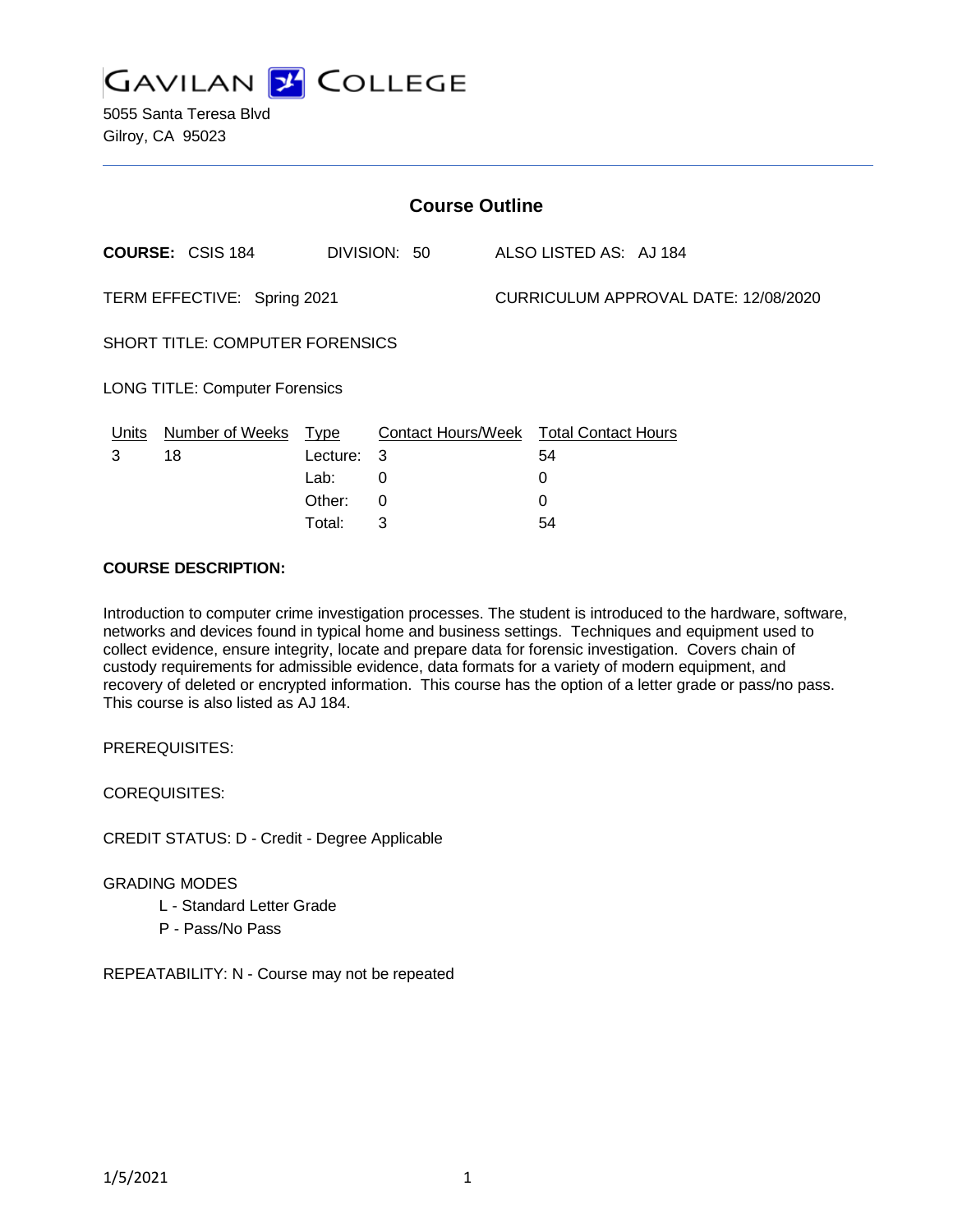# GAVILAN COLLEGE

5055 Santa Teresa Blvd
Gilroy, CA 95023

## Course Outline

**COURSE:** CSIS 184 DIVISION: 50 ALSO LISTED AS: AJ 184

TERM EFFECTIVE: Spring 2021 CURRICULUM APPROVAL DATE: 12/08/2020

SHORT TITLE: COMPUTER FORENSICS

LONG TITLE: Computer Forensics

| Units | Number of Weeks | Type | Contact Hours/Week | Total Contact Hours |
|---|---|---|---|---|
| 3 | 18 | Lecture: | 3 | 54 |
| | | Lab: | 0 | 0 |
| | | Other: | 0 | 0 |
| | | Total: | 3 | 54 |

**COURSE DESCRIPTION:**

Introduction to computer crime investigation processes. The student is introduced to the hardware, software, networks and devices found in typical home and business settings. Techniques and equipment used to collect evidence, ensure integrity, locate and prepare data for forensic investigation. Covers chain of custody requirements for admissible evidence, data formats for a variety of modern equipment, and recovery of deleted or encrypted information. This course has the option of a letter grade or pass/no pass. This course is also listed as AJ 184.

PREREQUISITES:

COREQUISITES:

CREDIT STATUS: D - Credit - Degree Applicable

GRADING MODES

L - Standard Letter Grade
P - Pass/No Pass

REPEATABILITY: N - Course may not be repeated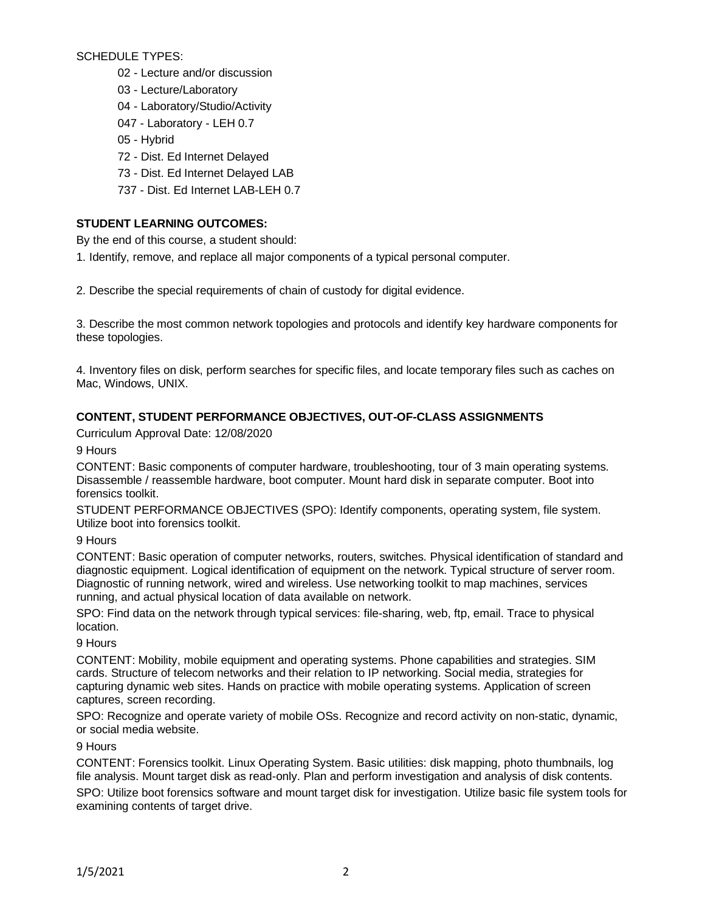SCHEDULE TYPES:

- 02 - Lecture and/or discussion
- 03 - Lecture/Laboratory
- 04 - Laboratory/Studio/Activity
- 047 - Laboratory - LEH 0.7
- 05 - Hybrid
- 72 - Dist. Ed Internet Delayed
- 73 - Dist. Ed Internet Delayed LAB
- 737 - Dist. Ed Internet LAB-LEH 0.7

**STUDENT LEARNING OUTCOMES:**

By the end of this course, a student should:

1. Identify, remove, and replace all major components of a typical personal computer.

2. Describe the special requirements of chain of custody for digital evidence.

3. Describe the most common network topologies and protocols and identify key hardware components for these topologies.

4. Inventory files on disk, perform searches for specific files, and locate temporary files such as caches on Mac, Windows, UNIX.

**CONTENT, STUDENT PERFORMANCE OBJECTIVES, OUT-OF-CLASS ASSIGNMENTS**

Curriculum Approval Date: 12/08/2020

9 Hours

CONTENT: Basic components of computer hardware, troubleshooting, tour of 3 main operating systems. Disassemble / reassemble hardware, boot computer. Mount hard disk in separate computer. Boot into forensics toolkit.

STUDENT PERFORMANCE OBJECTIVES (SPO): Identify components, operating system, file system. Utilize boot into forensics toolkit.

9 Hours

CONTENT: Basic operation of computer networks, routers, switches. Physical identification of standard and diagnostic equipment. Logical identification of equipment on the network. Typical structure of server room. Diagnostic of running network, wired and wireless. Use networking toolkit to map machines, services running, and actual physical location of data available on network.

SPO: Find data on the network through typical services: file-sharing, web, ftp, email. Trace to physical location.

9 Hours

CONTENT: Mobility, mobile equipment and operating systems. Phone capabilities and strategies. SIM cards. Structure of telecom networks and their relation to IP networking. Social media, strategies for capturing dynamic web sites. Hands on practice with mobile operating systems. Application of screen captures, screen recording.

SPO: Recognize and operate variety of mobile OSs. Recognize and record activity on non-static, dynamic, or social media website.

9 Hours

CONTENT: Forensics toolkit. Linux Operating System. Basic utilities: disk mapping, photo thumbnails, log file analysis. Mount target disk as read-only. Plan and perform investigation and analysis of disk contents.

SPO: Utilize boot forensics software and mount target disk for investigation. Utilize basic file system tools for examining contents of target drive.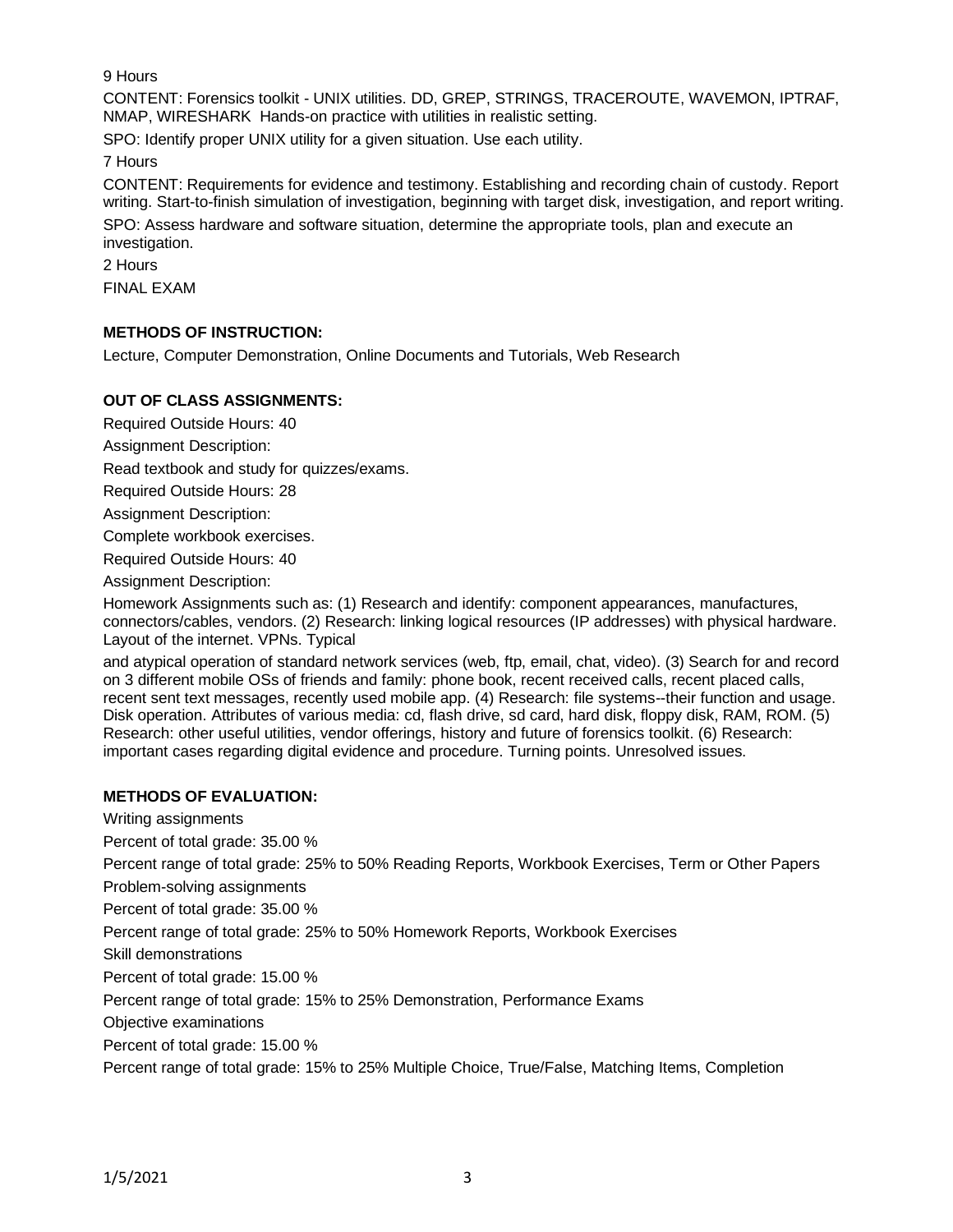9 Hours

CONTENT: Forensics toolkit - UNIX utilities. DD, GREP, STRINGS, TRACEROUTE, WAVEMON, IPTRAF, NMAP, WIRESHARK Hands-on practice with utilities in realistic setting.

SPO: Identify proper UNIX utility for a given situation. Use each utility.

7 Hours

CONTENT: Requirements for evidence and testimony. Establishing and recording chain of custody. Report writing. Start-to-finish simulation of investigation, beginning with target disk, investigation, and report writing.

SPO: Assess hardware and software situation, determine the appropriate tools, plan and execute an investigation.

2 Hours

FINAL EXAM

**METHODS OF INSTRUCTION:**

Lecture, Computer Demonstration, Online Documents and Tutorials, Web Research

**OUT OF CLASS ASSIGNMENTS:**

Required Outside Hours: 40

Assignment Description:

Read textbook and study for quizzes/exams.

Required Outside Hours: 28

Assignment Description:

Complete workbook exercises.

Required Outside Hours: 40

Assignment Description:

Homework Assignments such as: (1) Research and identify: component appearances, manufactures, connectors/cables, vendors. (2) Research: linking logical resources (IP addresses) with physical hardware. Layout of the internet. VPNs. Typical

and atypical operation of standard network services (web, ftp, email, chat, video). (3) Search for and record on 3 different mobile OSs of friends and family: phone book, recent received calls, recent placed calls, recent sent text messages, recently used mobile app. (4) Research: file systems--their function and usage. Disk operation. Attributes of various media: cd, flash drive, sd card, hard disk, floppy disk, RAM, ROM. (5) Research: other useful utilities, vendor offerings, history and future of forensics toolkit. (6) Research: important cases regarding digital evidence and procedure. Turning points. Unresolved issues.

**METHODS OF EVALUATION:**

Writing assignments

Percent of total grade: 35.00 %

Percent range of total grade: 25% to 50% Reading Reports, Workbook Exercises, Term or Other Papers

Problem-solving assignments

Percent of total grade: 35.00 %

Percent range of total grade: 25% to 50% Homework Reports, Workbook Exercises

Skill demonstrations

Percent of total grade: 15.00 %

Percent range of total grade: 15% to 25% Demonstration, Performance Exams

Objective examinations

Percent of total grade: 15.00 %

Percent range of total grade: 15% to 25% Multiple Choice, True/False, Matching Items, Completion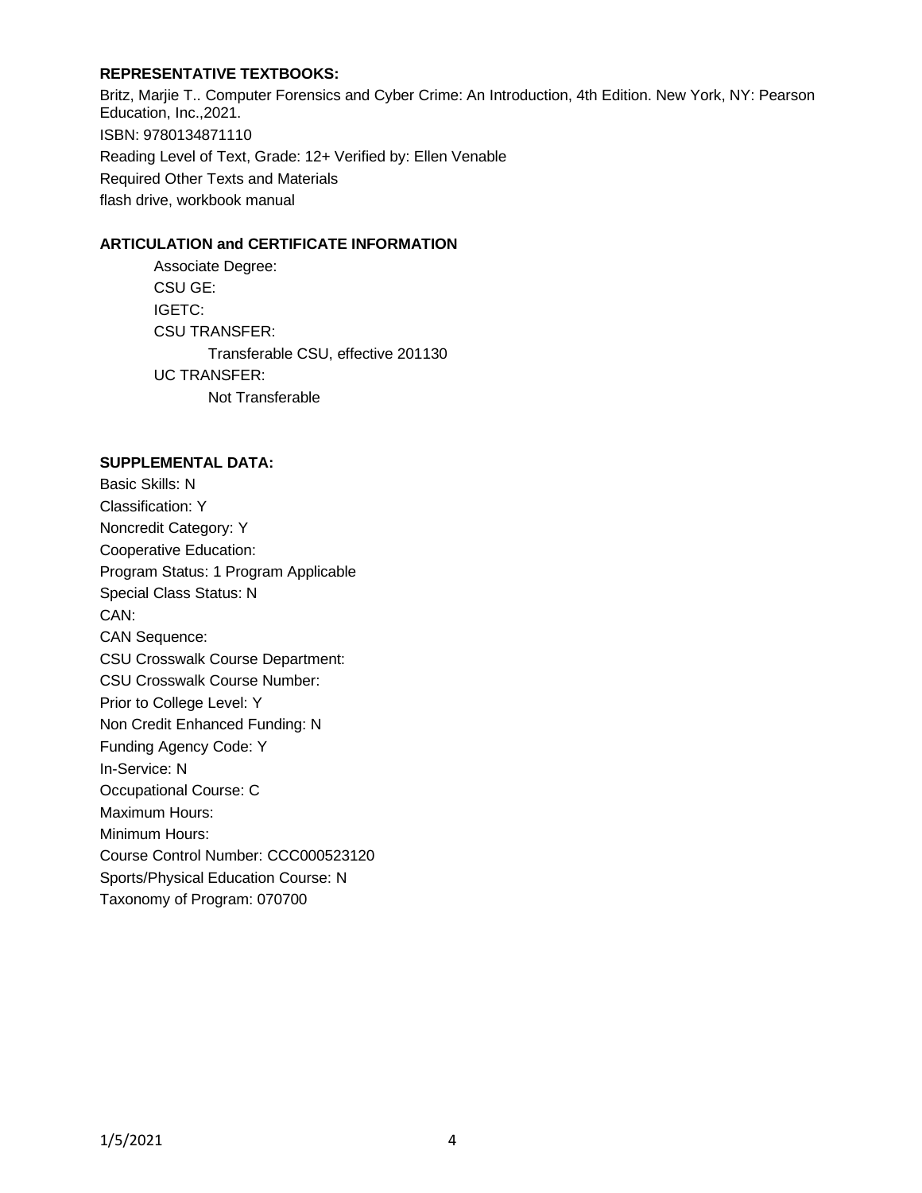**REPRESENTATIVE TEXTBOOKS:**

Britz, Marjie T.. Computer Forensics and Cyber Crime: An Introduction, 4th Edition. New York, NY: Pearson Education, Inc.,2021.

ISBN: 9780134871110

Reading Level of Text, Grade: 12+ Verified by: Ellen Venable

Required Other Texts and Materials

flash drive, workbook manual

**ARTICULATION and CERTIFICATE INFORMATION**

Associate Degree:

CSU GE:

IGETC:

CSU TRANSFER:

Transferable CSU, effective 201130

UC TRANSFER:

Not Transferable

**SUPPLEMENTAL DATA:**

Basic Skills: N

Classification: Y

Noncredit Category: Y

Cooperative Education:

Program Status: 1 Program Applicable

Special Class Status: N

CAN:

CAN Sequence:

CSU Crosswalk Course Department:

CSU Crosswalk Course Number:

Prior to College Level: Y

Non Credit Enhanced Funding: N

Funding Agency Code: Y

In-Service: N

Occupational Course: C

Maximum Hours:

Minimum Hours:

Course Control Number: CCC000523120

Sports/Physical Education Course: N

Taxonomy of Program: 070700